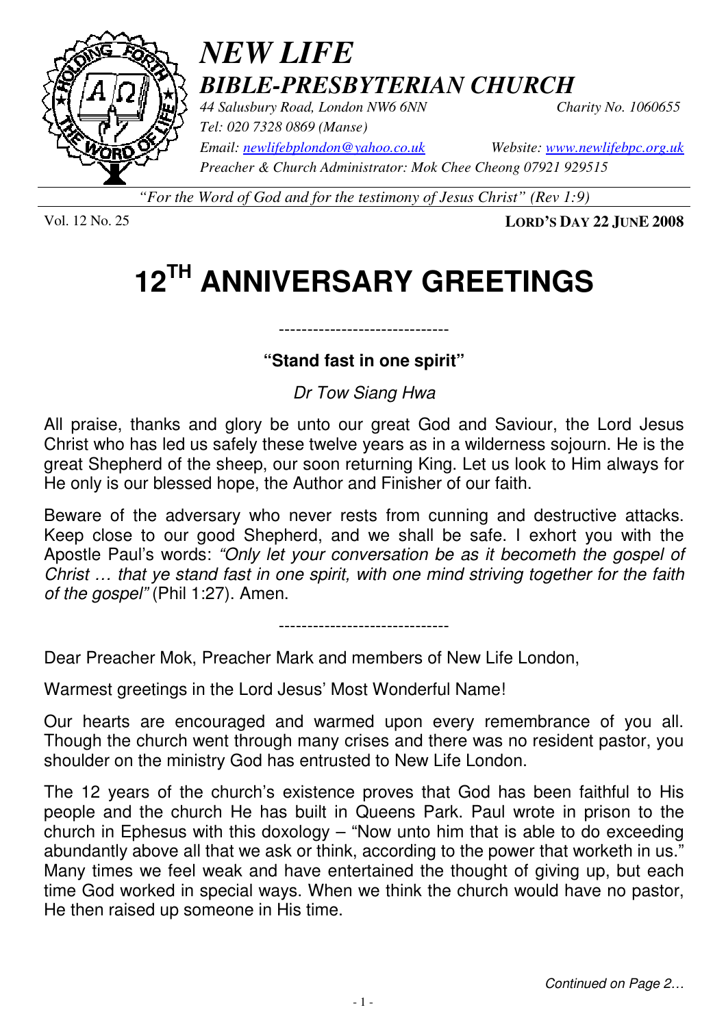# *NEW LIFE*
## *BIBLE-PRESBYTERIAN CHURCH*

*44 Salusbury Road, London NW6 6NN* *Charity No. 1060655*
*Tel: 020 7328 0869 (Manse)*
*Email: newlifebplondon@yahoo.co.uk* *Website: www.newlifebpc.org.uk*
*Preacher & Church Administrator: Mok Chee Cheong 07921 929515*

*"For the Word of God and for the testimony of Jesus Christ" (Rev 1:9)*

Vol. 12 No. 25 **LORD'S DAY 22 JUNE 2008**

# 12TH ANNIVERSARY GREETINGS

------------------------------

**"Stand fast in one spirit"**

*Dr Tow Siang Hwa*

All praise, thanks and glory be unto our great God and Saviour, the Lord Jesus Christ who has led us safely these twelve years as in a wilderness sojourn. He is the great Shepherd of the sheep, our soon returning King. Let us look to Him always for He only is our blessed hope, the Author and Finisher of our faith.

Beware of the adversary who never rests from cunning and destructive attacks. Keep close to our good Shepherd, and we shall be safe. I exhort you with the Apostle Paul's words: *"Only let your conversation be as it becometh the gospel of Christ … that ye stand fast in one spirit, with one mind striving together for the faith of the gospel"* (Phil 1:27). Amen.

------------------------------

Dear Preacher Mok, Preacher Mark and members of New Life London,

Warmest greetings in the Lord Jesus' Most Wonderful Name!

Our hearts are encouraged and warmed upon every remembrance of you all. Though the church went through many crises and there was no resident pastor, you shoulder on the ministry God has entrusted to New Life London.

The 12 years of the church's existence proves that God has been faithful to His people and the church He has built in Queens Park. Paul wrote in prison to the church in Ephesus with this doxology – "Now unto him that is able to do exceeding abundantly above all that we ask or think, according to the power that worketh in us." Many times we feel weak and have entertained the thought of giving up, but each time God worked in special ways. When we think the church would have no pastor, He then raised up someone in His time.

*Continued on Page 2…*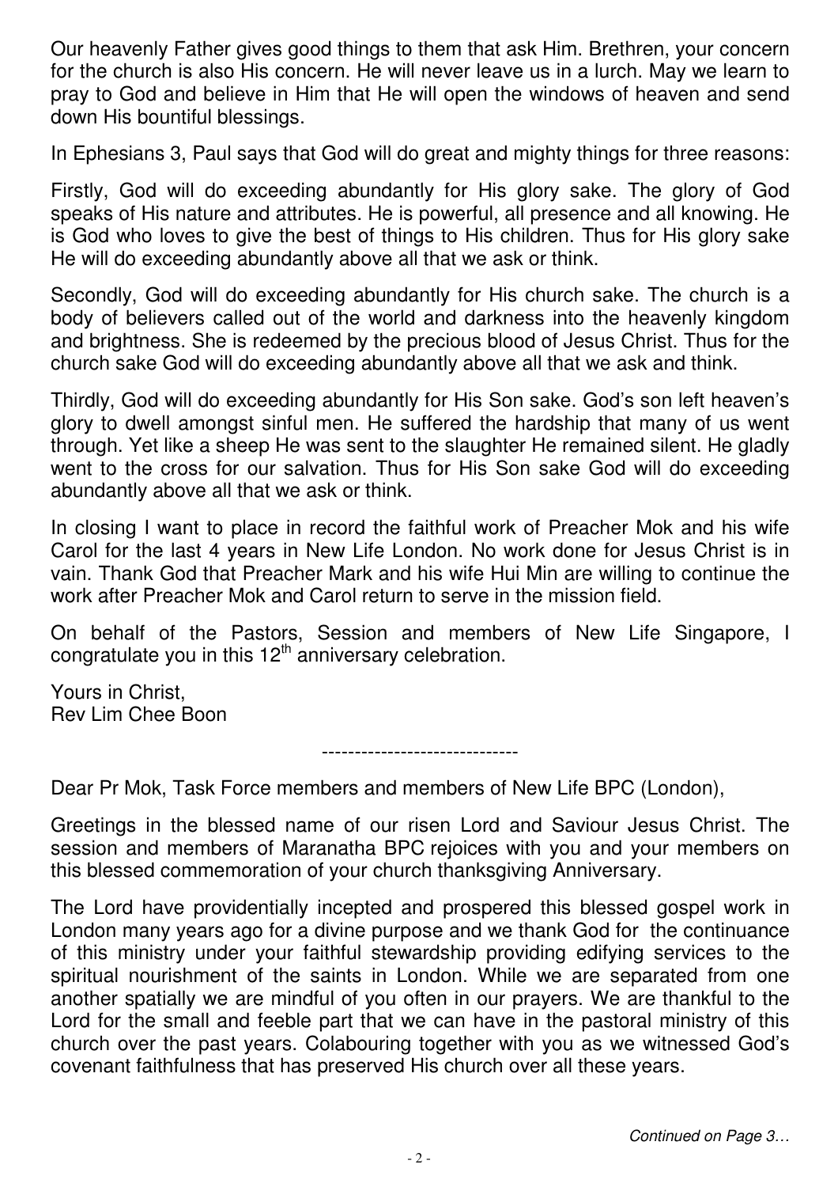Our heavenly Father gives good things to them that ask Him. Brethren, your concern for the church is also His concern. He will never leave us in a lurch. May we learn to pray to God and believe in Him that He will open the windows of heaven and send down His bountiful blessings.

In Ephesians 3, Paul says that God will do great and mighty things for three reasons:

Firstly, God will do exceeding abundantly for His glory sake. The glory of God speaks of His nature and attributes. He is powerful, all presence and all knowing. He is God who loves to give the best of things to His children. Thus for His glory sake He will do exceeding abundantly above all that we ask or think.

Secondly, God will do exceeding abundantly for His church sake. The church is a body of believers called out of the world and darkness into the heavenly kingdom and brightness. She is redeemed by the precious blood of Jesus Christ. Thus for the church sake God will do exceeding abundantly above all that we ask and think.

Thirdly, God will do exceeding abundantly for His Son sake. God's son left heaven's glory to dwell amongst sinful men. He suffered the hardship that many of us went through. Yet like a sheep He was sent to the slaughter He remained silent. He gladly went to the cross for our salvation. Thus for His Son sake God will do exceeding abundantly above all that we ask or think.

In closing I want to place in record the faithful work of Preacher Mok and his wife Carol for the last 4 years in New Life London. No work done for Jesus Christ is in vain. Thank God that Preacher Mark and his wife Hui Min are willing to continue the work after Preacher Mok and Carol return to serve in the mission field.

On behalf of the Pastors, Session and members of New Life Singapore, I congratulate you in this 12th anniversary celebration.

Yours in Christ,
Rev Lim Chee Boon

------------------------------

Dear Pr Mok, Task Force members and members of New Life BPC (London),

Greetings in the blessed name of our risen Lord and Saviour Jesus Christ. The session and members of Maranatha BPC rejoices with you and your members on this blessed commemoration of your church thanksgiving Anniversary.

The Lord have providentially incepted and prospered this blessed gospel work in London many years ago for a divine purpose and we thank God for the continuance of this ministry under your faithful stewardship providing edifying services to the spiritual nourishment of the saints in London. While we are separated from one another spatially we are mindful of you often in our prayers. We are thankful to the Lord for the small and feeble part that we can have in the pastoral ministry of this church over the past years. Colabouring together with you as we witnessed God's covenant faithfulness that has preserved His church over all these years.

*Continued on Page 3…*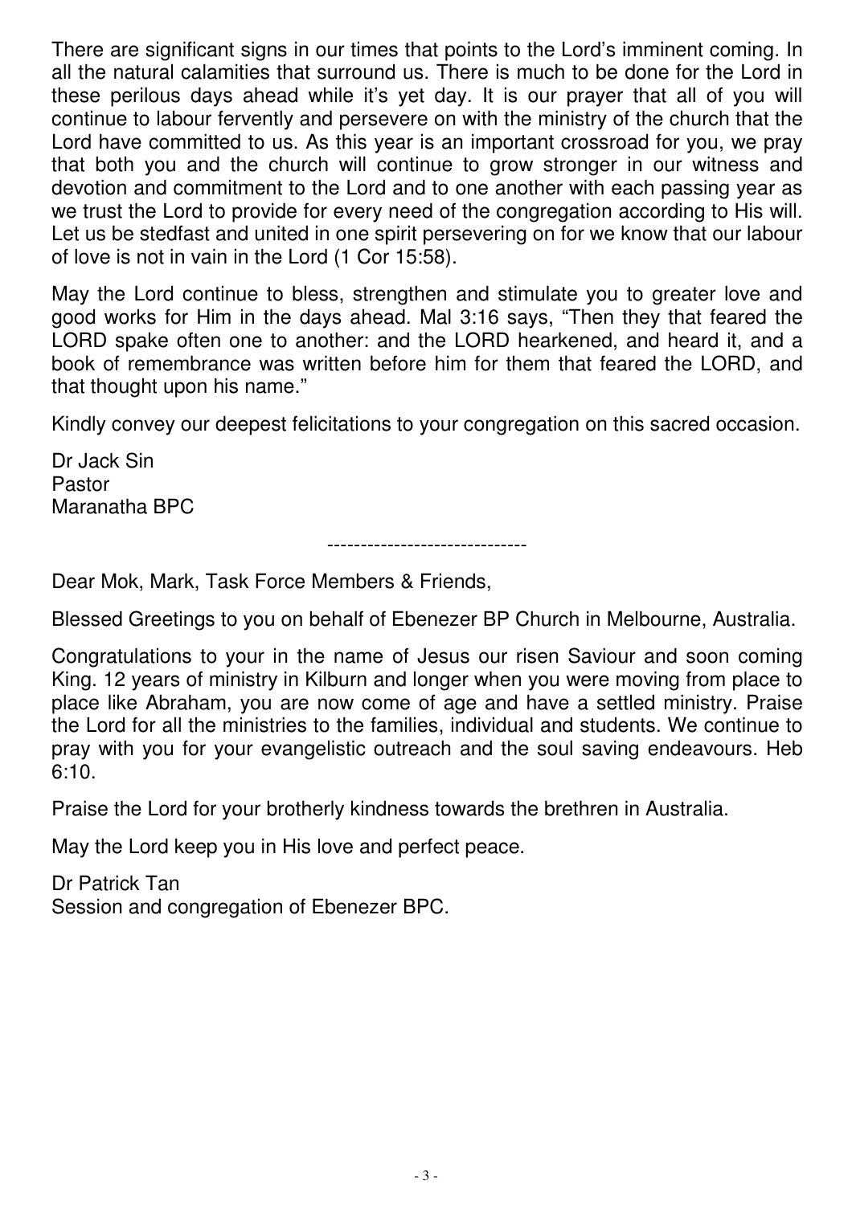There are significant signs in our times that points to the Lord's imminent coming. In all the natural calamities that surround us. There is much to be done for the Lord in these perilous days ahead while it's yet day. It is our prayer that all of you will continue to labour fervently and persevere on with the ministry of the church that the Lord have committed to us. As this year is an important crossroad for you, we pray that both you and the church will continue to grow stronger in our witness and devotion and commitment to the Lord and to one another with each passing year as we trust the Lord to provide for every need of the congregation according to His will. Let us be stedfast and united in one spirit persevering on for we know that our labour of love is not in vain in the Lord (1 Cor 15:58).

May the Lord continue to bless, strengthen and stimulate you to greater love and good works for Him in the days ahead. Mal 3:16 says, "Then they that feared the LORD spake often one to another: and the LORD hearkened, and heard it, and a book of remembrance was written before him for them that feared the LORD, and that thought upon his name."

Kindly convey our deepest felicitations to your congregation on this sacred occasion.

Dr Jack Sin
Pastor
Maranatha BPC

------------------------------

Dear Mok, Mark, Task Force Members & Friends,

Blessed Greetings to you on behalf of Ebenezer BP Church in Melbourne, Australia.

Congratulations to your in the name of Jesus our risen Saviour and soon coming King. 12 years of ministry in Kilburn and longer when you were moving from place to place like Abraham, you are now come of age and have a settled ministry. Praise the Lord for all the ministries to the families, individual and students. We continue to pray with you for your evangelistic outreach and the soul saving endeavours. Heb 6:10.

Praise the Lord for your brotherly kindness towards the brethren in Australia.

May the Lord keep you in His love and perfect peace.

Dr Patrick Tan
Session and congregation of Ebenezer BPC.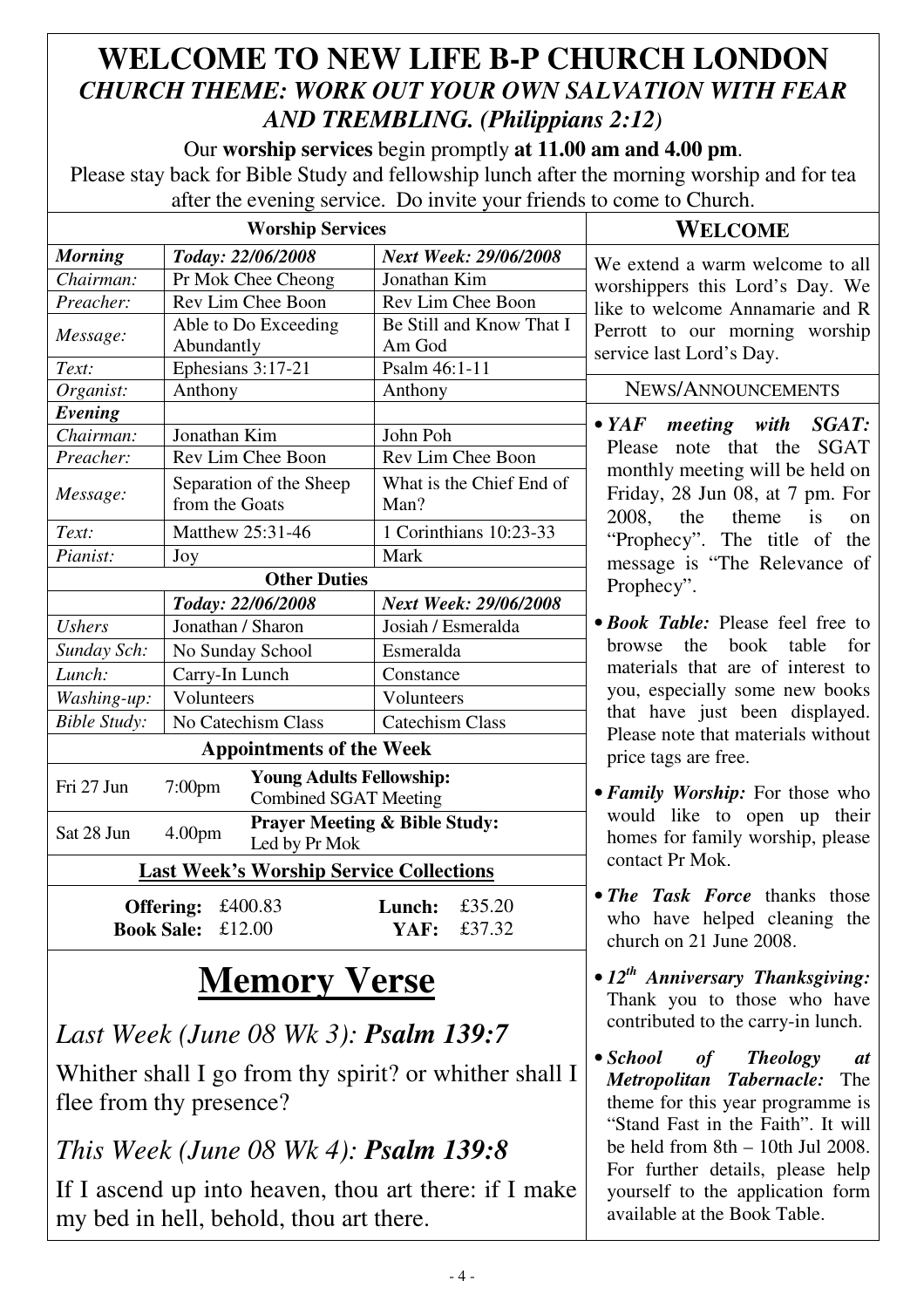# WELCOME TO NEW LIFE B-P CHURCH LONDON

***CHURCH THEME: WORK OUT YOUR OWN SALVATION WITH FEAR AND TREMBLING. (Philippians 2:12)***

Our **worship services** begin promptly **at 11.00 am and 4.00 pm**.
Please stay back for Bible Study and fellowship lunch after the morning worship and for tea after the evening service. Do invite your friends to come to Church.

| **Worship Services** | | |
|---|---|---|
| ***Morning*** | ***Today: 22/06/2008*** | ***Next Week: 29/06/2008*** |
| *Chairman:* | Pr Mok Chee Cheong | Jonathan Kim |
| *Preacher:* | Rev Lim Chee Boon | Rev Lim Chee Boon |
| *Message:* | Able to Do Exceeding Abundantly | Be Still and Know That I Am God |
| *Text:* | Ephesians 3:17-21 | Psalm 46:1-11 |
| *Organist:* | Anthony | Anthony |
| ***Evening*** | | |
| *Chairman:* | Jonathan Kim | John Poh |
| *Preacher:* | Rev Lim Chee Boon | Rev Lim Chee Boon |
| *Message:* | Separation of the Sheep from the Goats | What is the Chief End of Man? |
| *Text:* | Matthew 25:31-46 | 1 Corinthians 10:23-33 |
| *Pianist:* | Joy | Mark |
| **Other Duties** | | |
| | ***Today: 22/06/2008*** | ***Next Week: 29/06/2008*** |
| *Ushers* | Jonathan / Sharon | Josiah / Esmeralda |
| *Sunday Sch:* | No Sunday School | Esmeralda |
| *Lunch:* | Carry-In Lunch | Constance |
| *Washing-up:* | Volunteers | Volunteers |
| *Bible Study:* | No Catechism Class | Catechism Class |

**Appointments of the Week**

| | | |
|---|---|---|
| Fri 27 Jun | 7:00pm | **Young Adults Fellowship:** Combined SGAT Meeting |
| Sat 28 Jun | 4.00pm | **Prayer Meeting & Bible Study:** Led by Pr Mok |

**Last Week's Worship Service Collections**

| | | | |
|---|---|---|---|
| **Offering:** | £400.83 | **Lunch:** | £35.20 |
| **Book Sale:** | £12.00 | **YAF:** | £37.32 |

# Memory Verse

*Last Week (June 08 Wk 3):* ***Psalm 139:7***

Whither shall I go from thy spirit? or whither shall I flee from thy presence?

*This Week (June 08 Wk 4):* ***Psalm 139:8***

If I ascend up into heaven, thou art there: if I make my bed in hell, behold, thou art there.

## WELCOME

We extend a warm welcome to all worshippers this Lord's Day. We like to welcome Annamarie and R Perrott to our morning worship service last Lord's Day.

## NEWS/ANNOUNCEMENTS

- ***YAF meeting with SGAT:*** Please note that the SGAT monthly meeting will be held on Friday, 28 Jun 08, at 7 pm. For 2008, the theme is on "Prophecy". The title of the message is "The Relevance of Prophecy".
- ***Book Table:*** Please feel free to browse the book table for materials that are of interest to you, especially some new books that have just been displayed. Please note that materials without price tags are free.
- ***Family Worship:*** For those who would like to open up their homes for family worship, please contact Pr Mok.
- ***The Task Force*** thanks those who have helped cleaning the church on 21 June 2008.
- ***12th Anniversary Thanksgiving:*** Thank you to those who have contributed to the carry-in lunch.
- ***School of Theology at Metropolitan Tabernacle:*** The theme for this year programme is "Stand Fast in the Faith". It will be held from 8th – 10th Jul 2008. For further details, please help yourself to the application form available at the Book Table.